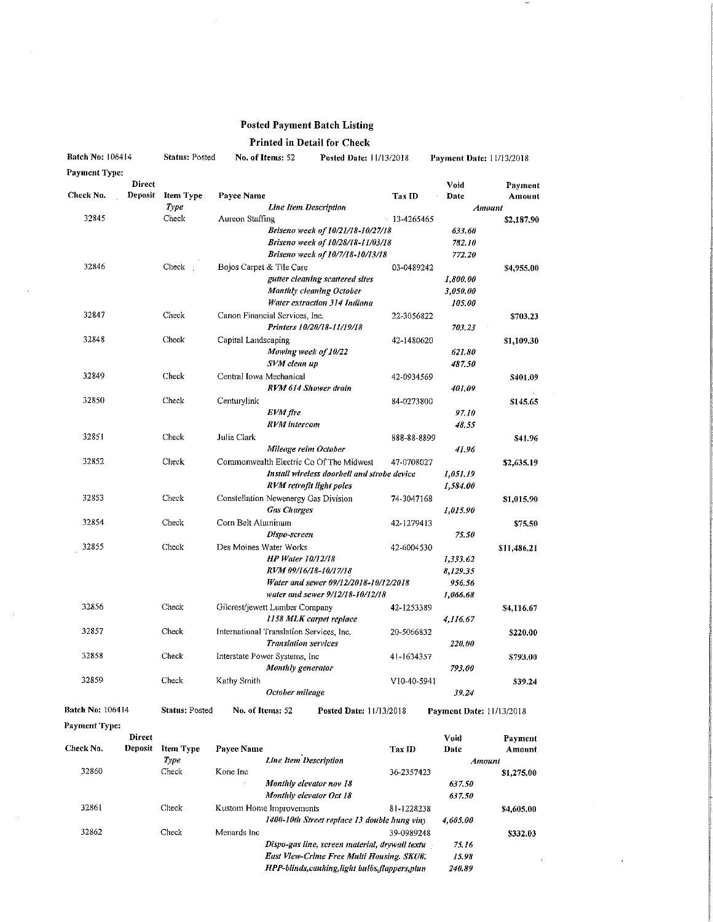# Posted Payment Batch Listing

## Printed in Detail for Check

**Batch No:** 106414 **Status:** Posted **No. of Items:** 52 **Posted Date:** 11/13/2018 **Payment Date:** 11/13/2018

**Payment Type:**

| Check No. | Direct Deposit | Item Type / Type | Payee Name / *Line Item Description* | Tax ID | Void Date / *Amount* | Payment Amount |
|---|---|---|---|---|---|---|
| 32845 | | Check | Aureon Staffing | 13-4265465 | | $2,187.90 |
| | | | *Briseno week of 10/21/18-10/27/18* | | *633.60* | |
| | | | *Briseno week of 10/28/18-11/03/18* | | *782.10* | |
| | | | *Briseno week of 10/7/18-10/13/18* | | *772.20* | |
| 32846 | | Check | Bojos Carpet & Tile Care | 03-0489242 | | $4,955.00 |
| | | | *gutter cleaning scattered sites* | | *1,800.00* | |
| | | | *Monthly cleaning October* | | *3,050.00* | |
| | | | *Water extraction 314 Indiana* | | *105.00* | |
| 32847 | | Check | Canon Financial Services, Inc. | 22-3056822 | | $703.23 |
| | | | *Printers 10/20/18-11/19/18* | | *703.23* | |
| 32848 | | Check | Capital Landscaping | 42-1480620 | | $1,109.30 |
| | | | *Mowing week of 10/22* | | *621.80* | |
| | | | *SVM clean up* | | *487.50* | |
| 32849 | | Check | Central Iowa Mechanical | 42-0934569 | | $401.09 |
| | | | *RVM 614 Shower drain* | | *401.09* | |
| 32850 | | Check | Centurylink | 84-0273800 | | $145.65 |
| | | | *EVM fire* | | *97.10* | |
| | | | *RVM intercom* | | *48.55* | |
| 32851 | | Check | Julia Clark | 888-88-8899 | | $41.96 |
| | | | *Mileage reim October* | | *41.96* | |
| 32852 | | Check | Commonwealth Electric Co Of The Midwest | 47-0708027 | | $2,635.19 |
| | | | *Install wireless doorbell and strobe device* | | *1,051.19* | |
| | | | *RVM retrofit light poles* | | *1,584.00* | |
| 32853 | | Check | Constellation Newenergy Gas Division | 74-3047168 | | $1,015.90 |
| | | | *Gas Charges* | | *1,015.90* | |
| 32854 | | Check | Corn Belt Aluminum | 42-1279413 | | $75.50 |
| | | | *Dispo-screen* | | *75.50* | |
| 32855 | | Check | Des Moines Water Works | 42-6004530 | | $11,486.21 |
| | | | *HP Water 10/12/18* | | *1,333.62* | |
| | | | *RVM 09/16/18-10/17/18* | | *8,129.35* | |
| | | | *Water and sewer 09/12/2018-10/12/2018* | | *956.56* | |
| | | | *water and sewer 9/12/18-10/12/18* | | *1,066.68* | |
| 32856 | | Check | Gilcrest/jewett Lumber Company | 42-1253389 | | $4,116.67 |
| | | | *1158 MLK carpet replace* | | *4,116.67* | |
| 32857 | | Check | International Translation Services, Inc. | 20-5066832 | | $220.00 |
| | | | *Translation services* | | *220.00* | |
| 32858 | | Check | Interstate Power Systems, Inc | 41-1634357 | | $793.00 |
| | | | *Monthly generator* | | *793.00* | |
| 32859 | | Check | Kathy Smith | V10-40-5941 | | $39.24 |
| | | | *October mileage* | | *39.24* | |

**Batch No:** 106414 **Status:** Posted **No. of Items:** 52 **Posted Date:** 11/13/2018 **Payment Date:** 11/13/2018

**Payment Type:**

| Check No. | Direct Deposit | Item Type / Type | Payee Name / *Line Item Description* | Tax ID | Void Date / *Amount* | Payment Amount |
|---|---|---|---|---|---|---|
| 32860 | | Check | Kone Inc | 36-2357423 | | $1,275.00 |
| | | | *Monthly elevator nov 18* | | *637.50* | |
| | | | *Monthly elevator Oct 18* | | *637.50* | |
| 32861 | | Check | Kustom Home Improvements | 81-1228238 | | $4,605.00 |
| | | | *1400-10th Street replace 13 double hung viny* | | *4,605.00* | |
| 32862 | | Check | Menards Inc | 39-0989248 | | $332.03 |
| | | | *Dispo-gas line, screen material, drywall textu* | | *75.16* | |
| | | | *East View-Crime Free Multi Housing. SKU#:* | | *15.98* | |
| | | | *HPP-blinds,caulking,light bulbs,flappers,plun* | | *240.89* | |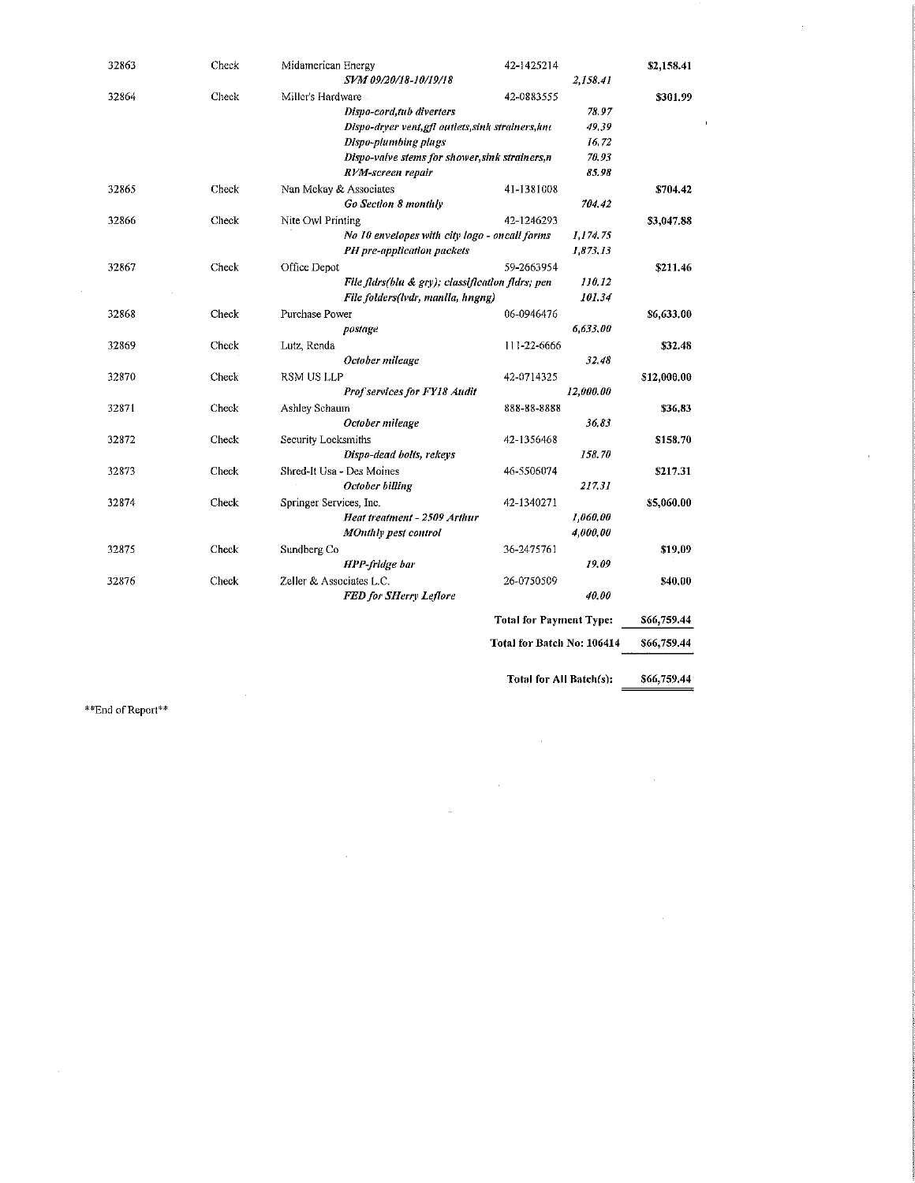| | | | | | |
|---|---|---|---|---|---|
| 32863 | Check | Midamerican Energy | 42-1425214 | | $2,158.41 |
| | | *SVM 09/20/18-10/19/18* | | *2,158.41* | |
| 32864 | Check | Miller's Hardware | 42-0883555 | | $301.99 |
| | | *Dispo-cord,tub diverters* | | *78.97* | |
| | | *Dispo-dryer vent,gfi outlets,sink strainers,hnt* | | *49.39* | |
| | | *Dispo-plumbing plugs* | | *16.72* | |
| | | *Dispo-valve stems for shower,sink strainers,n* | | *70.93* | |
| | | *RVM-screen repair* | | *85.98* | |
| 32865 | Check | Nan Mckay & Associates | 41-1381008 | | $704.42 |
| | | *Go Section 8 monthly* | | *704.42* | |
| 32866 | Check | Nite Owl Printing | 42-1246293 | | $3,047.88 |
| | | *No 10 envelopes with city logo - oncall forms* | | *1,174.75* | |
| | | *PH pre-application packets* | | *1,873.13* | |
| 32867 | Check | Office Depot | 59-2663954 | | $211.46 |
| | | *File fldrs(blu & gry); classification fldrs; pen* | | *110.12* | |
| | | *File folders(lvdr, manila, hngng)* | | *101.34* | |
| 32868 | Check | Purchase Power | 06-0946476 | | $6,633.00 |
| | | *postage* | | *6,633.00* | |
| 32869 | Check | Lutz, Renda | 111-22-6666 | | $32.48 |
| | | *October mileage* | | *32.48* | |
| 32870 | Check | RSM US LLP | 42-0714325 | | $12,000.00 |
| | | *Prof services for FY18 Audit* | | *12,000.00* | |
| 32871 | Check | Ashley Schaum | 888-88-8888 | | $36.83 |
| | | *October mileage* | | *36.83* | |
| 32872 | Check | Security Locksmiths | 42-1356468 | | $158.70 |
| | | *Dispo-dead bolts, rekeys* | | *158.70* | |
| 32873 | Check | Shred-It Usa - Des Moines | 46-5506074 | | $217.31 |
| | | *October billing* | | *217.31* | |
| 32874 | Check | Springer Services, Inc. | 42-1340271 | | $5,060.00 |
| | | *Heat treatment - 2509 Arthur* | | *1,060.00* | |
| | | *MOnthly pest control* | | *4,000.00* | |
| 32875 | Check | Sundberg Co | 36-2475761 | | $19.09 |
| | | *HPP-fridge bar* | | *19.09* | |
| 32876 | Check | Zeller & Associates L.C. | 26-0750509 | | $40.00 |
| | | *FED for SHerry Leflore* | | *40.00* | |
| | | | **Total for Payment Type:** | | **$66,759.44** |
| | | | **Total for Batch No: 106414** | | **$66,759.44** |
| | | | **Total for All Batch(s):** | | **$66,759.44** |

**End of Report**